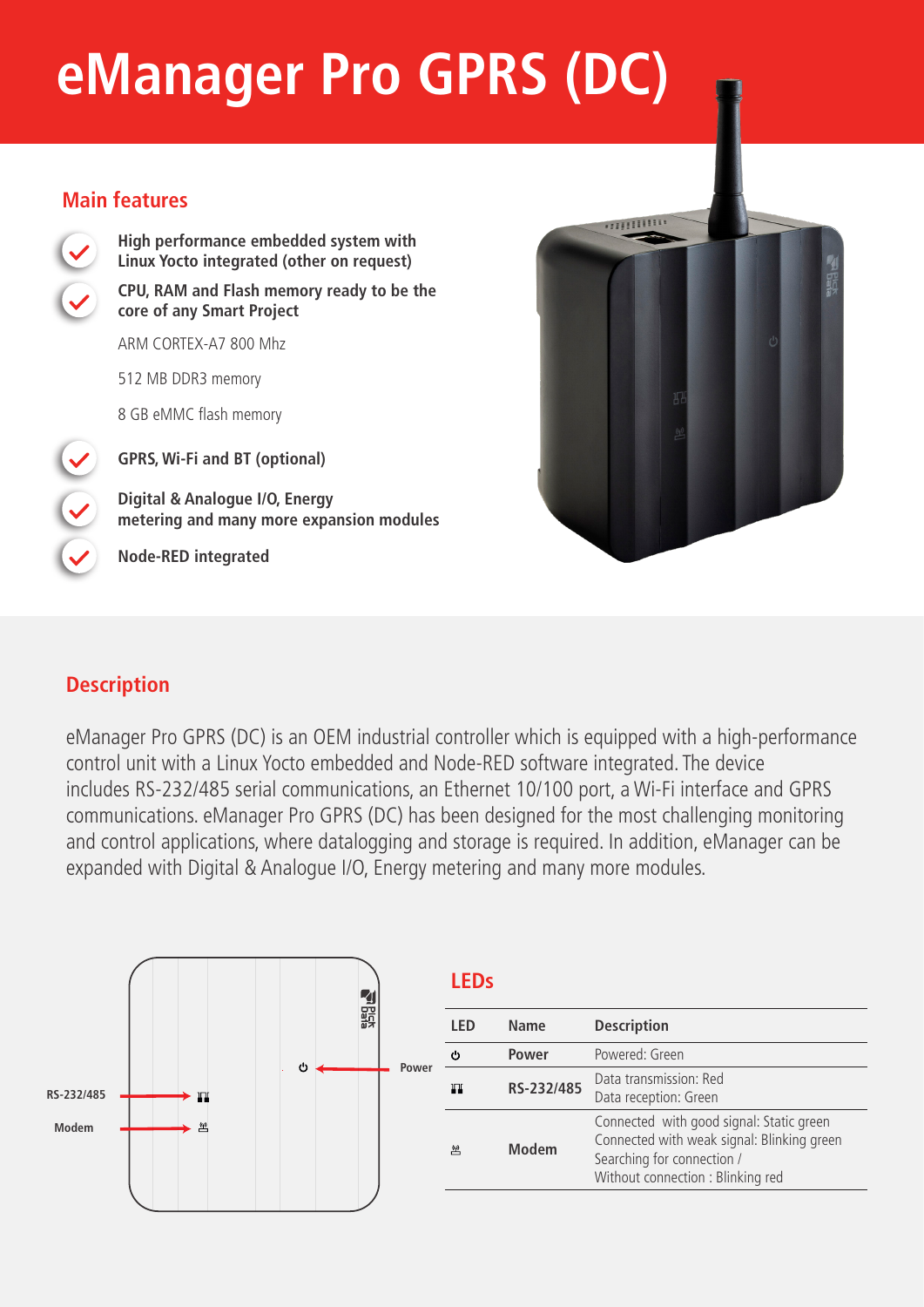# eManager Pro GPRS (DC)

## Main features

- **High performance embedded system with Linux Yocto integrated (other on request)**
- **CPU, RAM and Flash memory ready to be the core of any Smart Project**

  ARM CORTEX-A7 800 Mhz

  512 MB DDR3 memory

  8 GB eMMC flash memory

- **GPRS, Wi-Fi and BT (optional)**
- **Digital & Analogue I/O, Energy metering and many more expansion modules**
- **Node-RED integrated**

## Description

eManager Pro GPRS (DC) is an OEM industrial controller which is equipped with a high-performance control unit with a Linux Yocto embedded and Node-RED software integrated. The device includes RS-232/485 serial communications, an Ethernet 10/100 port, a Wi-Fi interface and GPRS communications. eManager Pro GPRS (DC) has been designed for the most challenging monitoring and control applications, where datalogging and storage is required. In addition, eManager can be expanded with Digital & Analogue I/O, Energy metering and many more modules.

RS-232/485

Modem

Power

## LEDs

| LED | Name | Description |
|---|---|---|
| ⏻ | Power | Powered: Green |
| | RS-232/485 | Data transmission: Red<br>Data reception: Green |
| | Modem | Connected with good signal: Static green<br>Connected with weak signal: Blinking green<br>Searching for connection /<br>Without connection : Blinking red |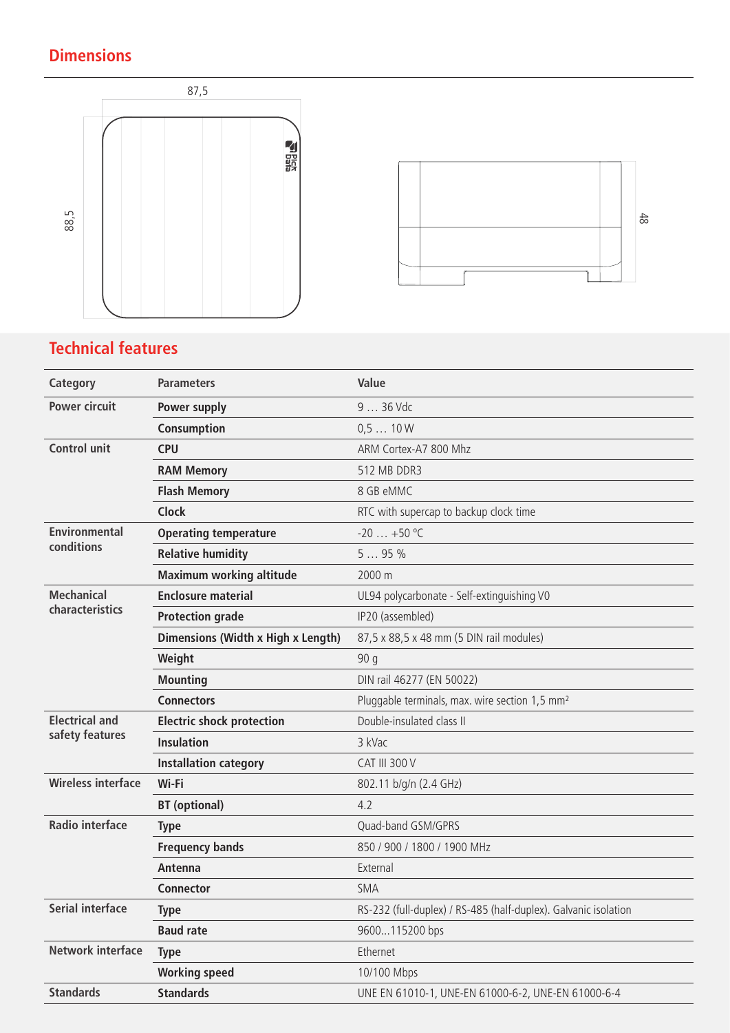## Dimensions

87,5

88,5

48

## Technical features

| Category | Parameters | Value |
|---|---|---|
| Power circuit | Power supply | 9 … 36 Vdc |
| | Consumption | 0,5 … 10 W |
| Control unit | CPU | ARM Cortex-A7 800 Mhz |
| | RAM Memory | 512 MB DDR3 |
| | Flash Memory | 8 GB eMMC |
| | Clock | RTC with supercap to backup clock time |
| Environmental conditions | Operating temperature | -20 … +50 °C |
| | Relative humidity | 5 … 95 % |
| | Maximum working altitude | 2000 m |
| Mechanical characteristics | Enclosure material | UL94 polycarbonate - Self-extinguishing V0 |
| | Protection grade | IP20 (assembled) |
| | Dimensions (Width x High x Length) | 87,5 x 88,5 x 48 mm (5 DIN rail modules) |
| | Weight | 90 g |
| | Mounting | DIN rail 46277 (EN 50022) |
| | Connectors | Pluggable terminals, max. wire section 1,5 mm² |
| Electrical and safety features | Electric shock protection | Double-insulated class II |
| | Insulation | 3 kVac |
| | Installation category | CAT III 300 V |
| Wireless interface | Wi-Fi | 802.11 b/g/n (2.4 GHz) |
| | BT (optional) | 4.2 |
| Radio interface | Type | Quad-band GSM/GPRS |
| | Frequency bands | 850 / 900 / 1800 / 1900 MHz |
| | Antenna | External |
| | Connector | SMA |
| Serial interface | Type | RS-232 (full-duplex) / RS-485 (half-duplex). Galvanic isolation |
| | Baud rate | 9600...115200 bps |
| Network interface | Type | Ethernet |
| | Working speed | 10/100 Mbps |
| Standards | Standards | UNE EN 61010-1, UNE-EN 61000-6-2, UNE-EN 61000-6-4 |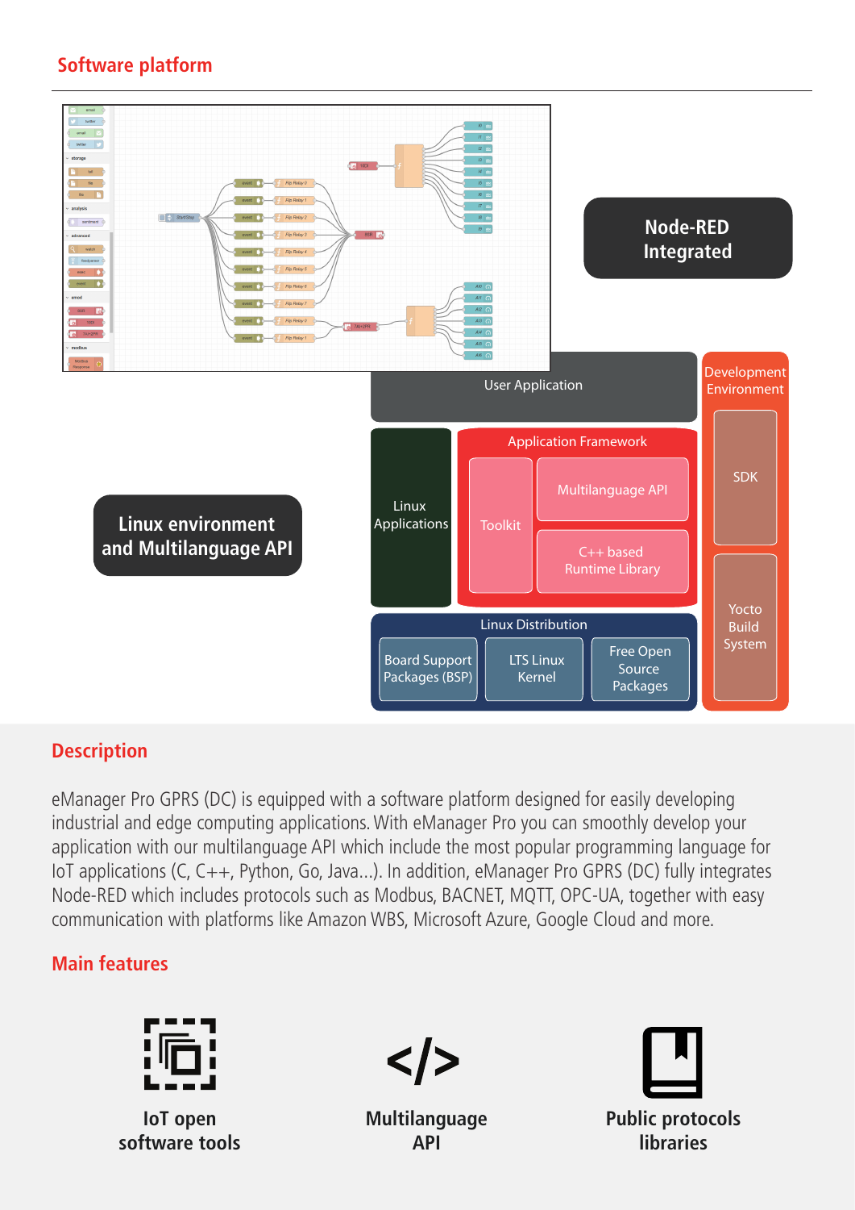## Software platform

Node-RED Integrated

Linux environment and Multilanguage API

User Application

Development Environment

Linux Applications

Application Framework

Toolkit

Multilanguage API

C++ based Runtime Library

SDK

Yocto Build System

Linux Distribution

Board Support Packages (BSP)

LTS Linux Kernel

Free Open Source Packages

## Description

eManager Pro GPRS (DC) is equipped with a software platform designed for easily developing industrial and edge computing applications. With eManager Pro you can smoothly develop your application with our multilanguage API which include the most popular programming language for IoT applications (C, C++, Python, Go, Java...). In addition, eManager Pro GPRS (DC) fully integrates Node-RED which includes protocols such as Modbus, BACNET, MQTT, OPC-UA, together with easy communication with platforms like Amazon WBS, Microsoft Azure, Google Cloud and more.

## Main features

**IoT open software tools**

**Multilanguage API**

**Public protocols libraries**